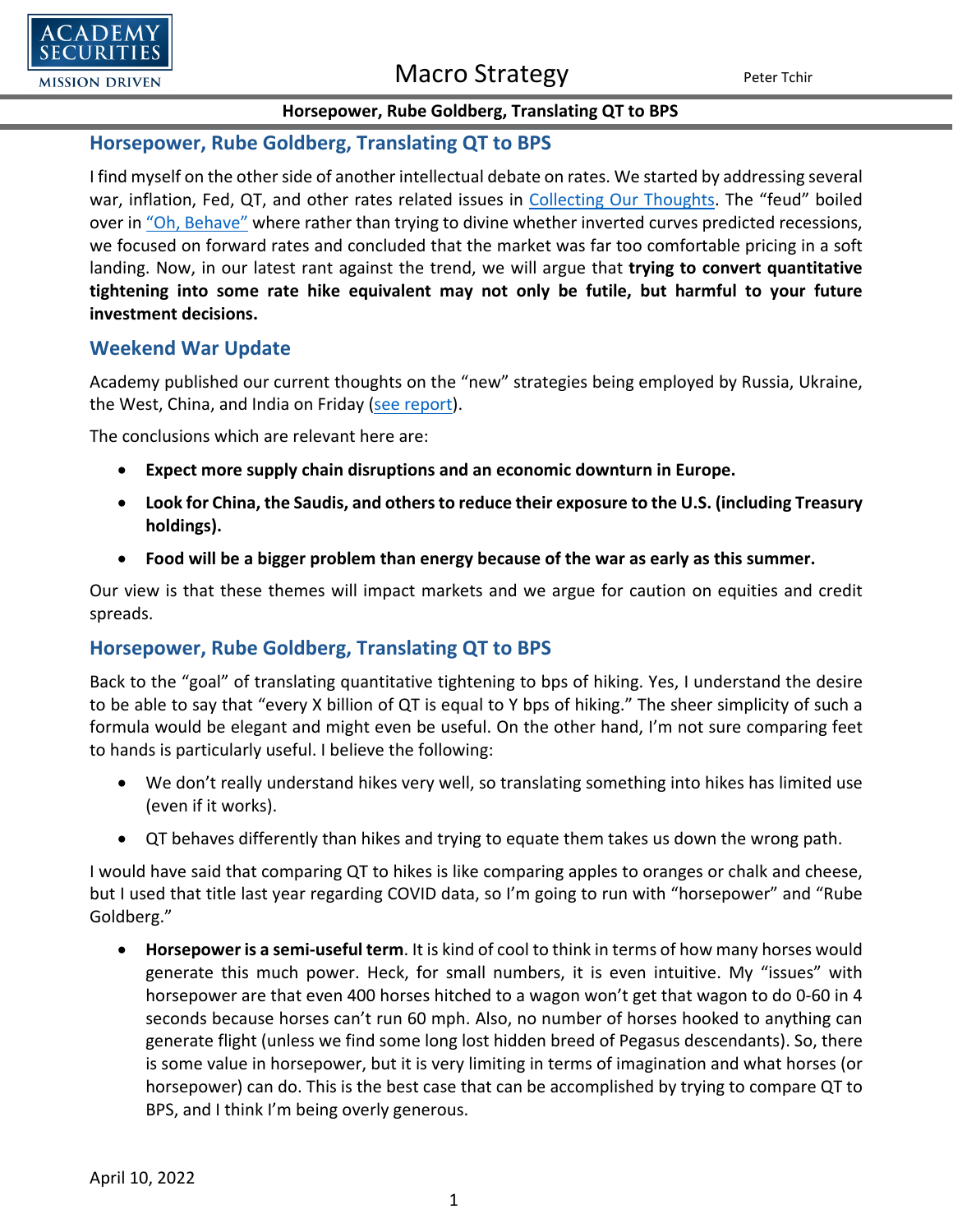# Horsepower, Rube Goldberg, Translating QT to BPS

I find myself on the other side of another intellectual debate on rates. We started by addressing several war, inflation, Fed, QT, and other rates related issues in Collecting Our Thoughts. The "feud" boiled over in "Oh, Behave" where rather than trying to divine whether inverted curves predicted recessions, we focused on forward rates and concluded that the market was far too comfortable pricing in a soft landing. Now, in our latest rant against the trend, we will argue that **trying to convert quantitative tightening into some rate hike equivalent may not only be futile, but harmful to your future investment decisions.**

## Weekend War Update

Academy published our current thoughts on the "new" strategies being employed by Russia, Ukraine, the West, China, and India on Friday (see report).

The conclusions which are relevant here are:

- **Expect more supply chain disruptions and an economic downturn in Europe.**
- **Look for China, the Saudis, and others to reduce their exposure to the U.S. (including Treasury holdings).**
- **Food will be a bigger problem than energy because of the war as early as this summer.**

Our view is that these themes will impact markets and we argue for caution on equities and credit spreads.

## Horsepower, Rube Goldberg, Translating QT to BPS

Back to the "goal" of translating quantitative tightening to bps of hiking. Yes, I understand the desire to be able to say that "every X billion of QT is equal to Y bps of hiking." The sheer simplicity of such a formula would be elegant and might even be useful. On the other hand, I'm not sure comparing feet to hands is particularly useful. I believe the following:

- We don't really understand hikes very well, so translating something into hikes has limited use (even if it works).
- QT behaves differently than hikes and trying to equate them takes us down the wrong path.

I would have said that comparing QT to hikes is like comparing apples to oranges or chalk and cheese, but I used that title last year regarding COVID data, so I'm going to run with "horsepower" and "Rube Goldberg."

- **Horsepower is a semi-useful term**. It is kind of cool to think in terms of how many horses would generate this much power. Heck, for small numbers, it is even intuitive. My "issues" with horsepower are that even 400 horses hitched to a wagon won't get that wagon to do 0-60 in 4 seconds because horses can't run 60 mph. Also, no number of horses hooked to anything can generate flight (unless we find some long lost hidden breed of Pegasus descendants). So, there is some value in horsepower, but it is very limiting in terms of imagination and what horses (or horsepower) can do. This is the best case that can be accomplished by trying to compare QT to BPS, and I think I'm being overly generous.

April 10, 2022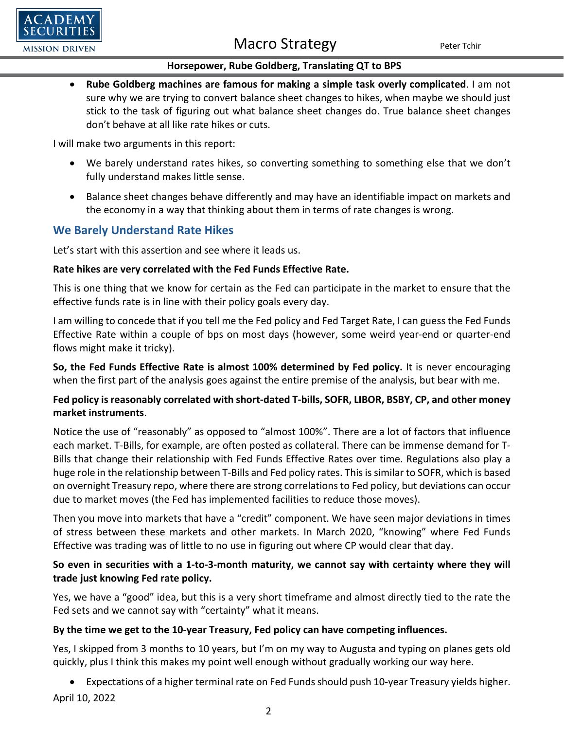- **Rube Goldberg machines are famous for making a simple task overly complicated**. I am not sure why we are trying to convert balance sheet changes to hikes, when maybe we should just stick to the task of figuring out what balance sheet changes do. True balance sheet changes don't behave at all like rate hikes or cuts.

I will make two arguments in this report:

- We barely understand rates hikes, so converting something to something else that we don't fully understand makes little sense.
- Balance sheet changes behave differently and may have an identifiable impact on markets and the economy in a way that thinking about them in terms of rate changes is wrong.

## We Barely Understand Rate Hikes

Let's start with this assertion and see where it leads us.

**Rate hikes are very correlated with the Fed Funds Effective Rate.**

This is one thing that we know for certain as the Fed can participate in the market to ensure that the effective funds rate is in line with their policy goals every day.

I am willing to concede that if you tell me the Fed policy and Fed Target Rate, I can guess the Fed Funds Effective Rate within a couple of bps on most days (however, some weird year-end or quarter-end flows might make it tricky).

**So, the Fed Funds Effective Rate is almost 100% determined by Fed policy.** It is never encouraging when the first part of the analysis goes against the entire premise of the analysis, but bear with me.

**Fed policy is reasonably correlated with short-dated T-bills, SOFR, LIBOR, BSBY, CP, and other money market instruments**.

Notice the use of "reasonably" as opposed to "almost 100%". There are a lot of factors that influence each market. T-Bills, for example, are often posted as collateral. There can be immense demand for T-Bills that change their relationship with Fed Funds Effective Rates over time. Regulations also play a huge role in the relationship between T-Bills and Fed policy rates. This is similar to SOFR, which is based on overnight Treasury repo, where there are strong correlations to Fed policy, but deviations can occur due to market moves (the Fed has implemented facilities to reduce those moves).

Then you move into markets that have a "credit" component. We have seen major deviations in times of stress between these markets and other markets. In March 2020, "knowing" where Fed Funds Effective was trading was of little to no use in figuring out where CP would clear that day.

**So even in securities with a 1-to-3-month maturity, we cannot say with certainty where they will trade just knowing Fed rate policy.**

Yes, we have a "good" idea, but this is a very short timeframe and almost directly tied to the rate the Fed sets and we cannot say with "certainty" what it means.

**By the time we get to the 10-year Treasury, Fed policy can have competing influences.**

Yes, I skipped from 3 months to 10 years, but I'm on my way to Augusta and typing on planes gets old quickly, plus I think this makes my point well enough without gradually working our way here.

- Expectations of a higher terminal rate on Fed Funds should push 10-year Treasury yields higher.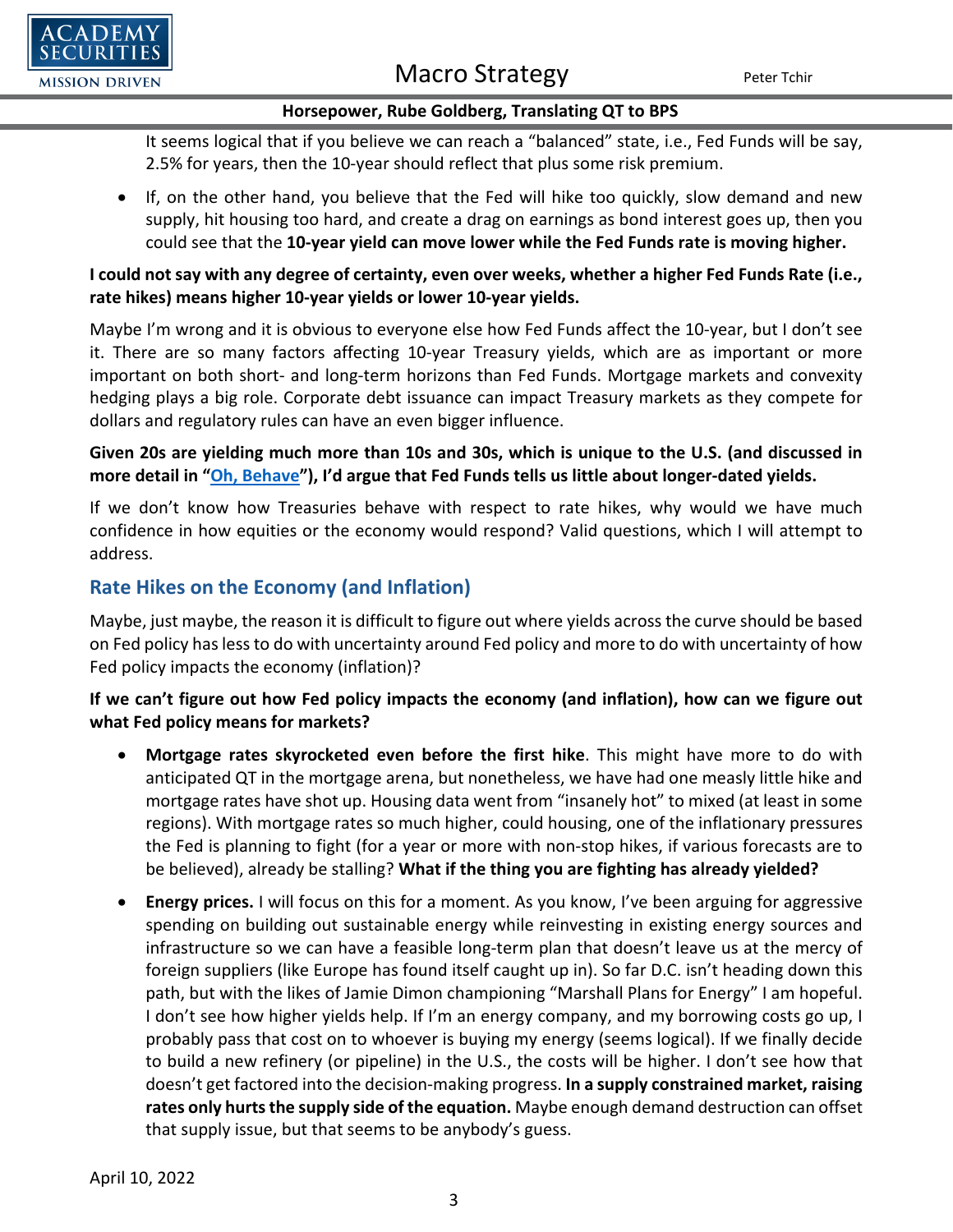It seems logical that if you believe we can reach a "balanced" state, i.e., Fed Funds will be say, 2.5% for years, then the 10-year should reflect that plus some risk premium.

- If, on the other hand, you believe that the Fed will hike too quickly, slow demand and new supply, hit housing too hard, and create a drag on earnings as bond interest goes up, then you could see that the **10-year yield can move lower while the Fed Funds rate is moving higher.**

**I could not say with any degree of certainty, even over weeks, whether a higher Fed Funds Rate (i.e., rate hikes) means higher 10-year yields or lower 10-year yields.**

Maybe I'm wrong and it is obvious to everyone else how Fed Funds affect the 10-year, but I don't see it. There are so many factors affecting 10-year Treasury yields, which are as important or more important on both short- and long-term horizons than Fed Funds. Mortgage markets and convexity hedging plays a big role. Corporate debt issuance can impact Treasury markets as they compete for dollars and regulatory rules can have an even bigger influence.

**Given 20s are yielding much more than 10s and 30s, which is unique to the U.S. (and discussed in more detail in "Oh, Behave"), I'd argue that Fed Funds tells us little about longer-dated yields.**

If we don't know how Treasuries behave with respect to rate hikes, why would we have much confidence in how equities or the economy would respond? Valid questions, which I will attempt to address.

## Rate Hikes on the Economy (and Inflation)

Maybe, just maybe, the reason it is difficult to figure out where yields across the curve should be based on Fed policy has less to do with uncertainty around Fed policy and more to do with uncertainty of how Fed policy impacts the economy (inflation)?

**If we can't figure out how Fed policy impacts the economy (and inflation), how can we figure out what Fed policy means for markets?**

- **Mortgage rates skyrocketed even before the first hike**. This might have more to do with anticipated QT in the mortgage arena, but nonetheless, we have had one measly little hike and mortgage rates have shot up. Housing data went from "insanely hot" to mixed (at least in some regions). With mortgage rates so much higher, could housing, one of the inflationary pressures the Fed is planning to fight (for a year or more with non-stop hikes, if various forecasts are to be believed), already be stalling? **What if the thing you are fighting has already yielded?**
- **Energy prices.** I will focus on this for a moment. As you know, I've been arguing for aggressive spending on building out sustainable energy while reinvesting in existing energy sources and infrastructure so we can have a feasible long-term plan that doesn't leave us at the mercy of foreign suppliers (like Europe has found itself caught up in). So far D.C. isn't heading down this path, but with the likes of Jamie Dimon championing "Marshall Plans for Energy" I am hopeful. I don't see how higher yields help. If I'm an energy company, and my borrowing costs go up, I probably pass that cost on to whoever is buying my energy (seems logical). If we finally decide to build a new refinery (or pipeline) in the U.S., the costs will be higher. I don't see how that doesn't get factored into the decision-making progress. **In a supply constrained market, raising rates only hurts the supply side of the equation.** Maybe enough demand destruction can offset that supply issue, but that seems to be anybody's guess.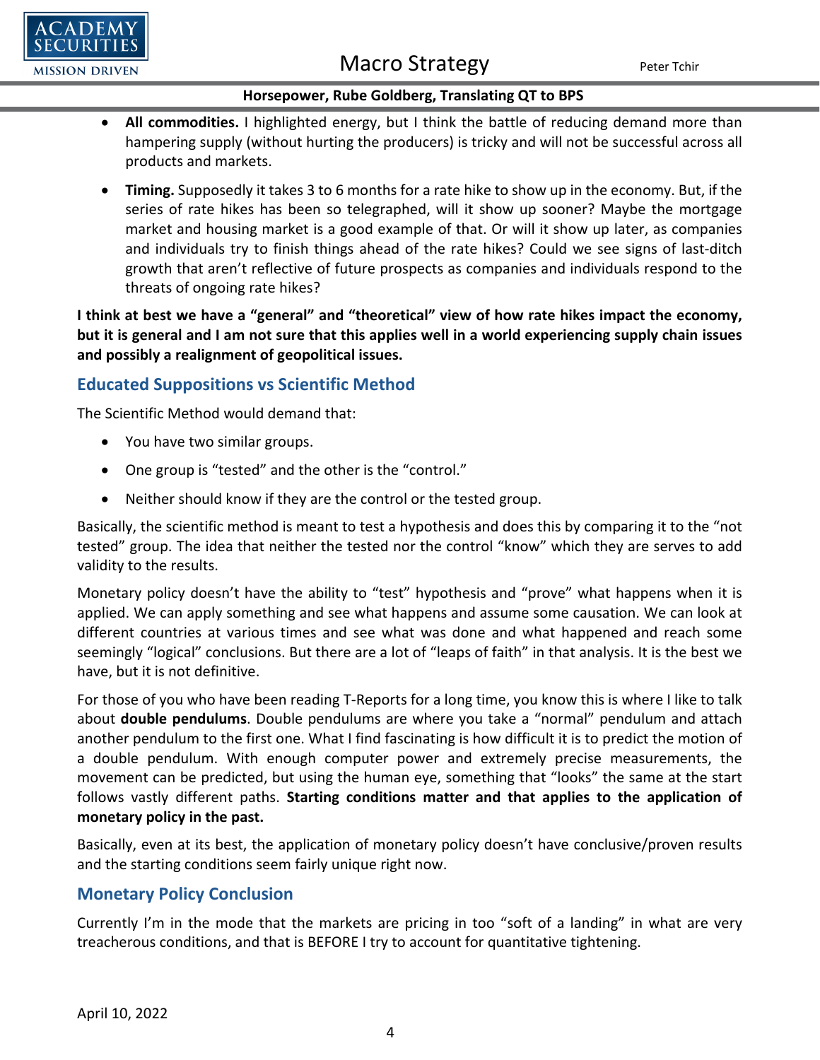- **All commodities.** I highlighted energy, but I think the battle of reducing demand more than hampering supply (without hurting the producers) is tricky and will not be successful across all products and markets.
- **Timing.** Supposedly it takes 3 to 6 months for a rate hike to show up in the economy. But, if the series of rate hikes has been so telegraphed, will it show up sooner? Maybe the mortgage market and housing market is a good example of that. Or will it show up later, as companies and individuals try to finish things ahead of the rate hikes? Could we see signs of last-ditch growth that aren't reflective of future prospects as companies and individuals respond to the threats of ongoing rate hikes?

**I think at best we have a "general" and "theoretical" view of how rate hikes impact the economy, but it is general and I am not sure that this applies well in a world experiencing supply chain issues and possibly a realignment of geopolitical issues.**

## Educated Suppositions vs Scientific Method

The Scientific Method would demand that:

- You have two similar groups.
- One group is "tested" and the other is the "control."
- Neither should know if they are the control or the tested group.

Basically, the scientific method is meant to test a hypothesis and does this by comparing it to the "not tested" group. The idea that neither the tested nor the control "know" which they are serves to add validity to the results.

Monetary policy doesn't have the ability to "test" hypothesis and "prove" what happens when it is applied. We can apply something and see what happens and assume some causation. We can look at different countries at various times and see what was done and what happened and reach some seemingly "logical" conclusions. But there are a lot of "leaps of faith" in that analysis. It is the best we have, but it is not definitive.

For those of you who have been reading T-Reports for a long time, you know this is where I like to talk about **double pendulums**. Double pendulums are where you take a "normal" pendulum and attach another pendulum to the first one. What I find fascinating is how difficult it is to predict the motion of a double pendulum. With enough computer power and extremely precise measurements, the movement can be predicted, but using the human eye, something that "looks" the same at the start follows vastly different paths. **Starting conditions matter and that applies to the application of monetary policy in the past.**

Basically, even at its best, the application of monetary policy doesn't have conclusive/proven results and the starting conditions seem fairly unique right now.

## Monetary Policy Conclusion

Currently I'm in the mode that the markets are pricing in too "soft of a landing" in what are very treacherous conditions, and that is BEFORE I try to account for quantitative tightening.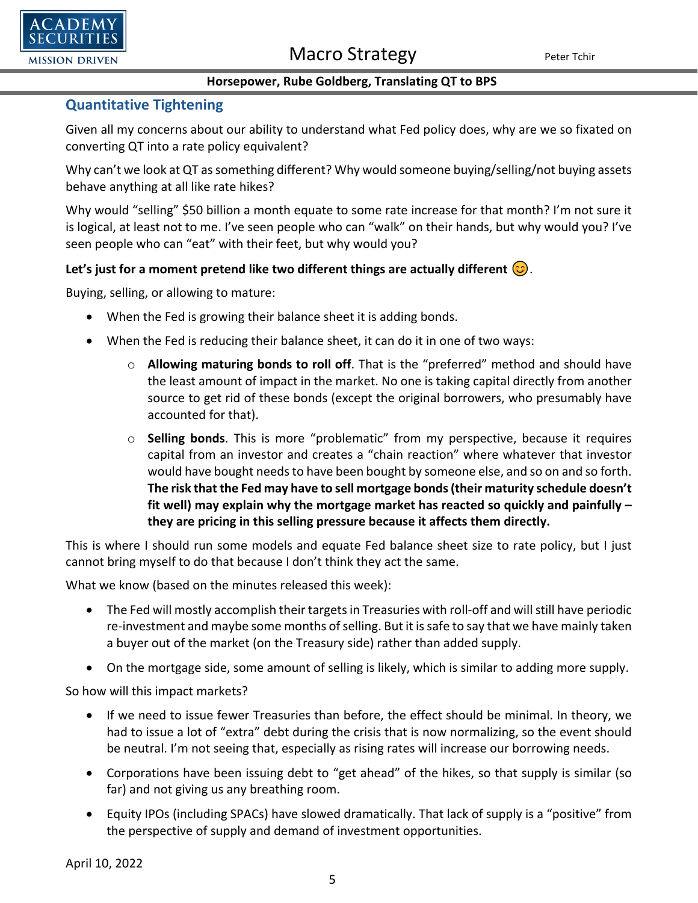## Quantitative Tightening

Given all my concerns about our ability to understand what Fed policy does, why are we so fixated on converting QT into a rate policy equivalent?

Why can't we look at QT as something different? Why would someone buying/selling/not buying assets behave anything at all like rate hikes?

Why would "selling" $50 billion a month equate to some rate increase for that month? I'm not sure it is logical, at least not to me. I've seen people who can "walk" on their hands, but why would you? I've seen people who can "eat" with their feet, but why would you?

**Let's just for a moment pretend like two different things are actually different 😊.**

Buying, selling, or allowing to mature:

- When the Fed is growing their balance sheet it is adding bonds.
- When the Fed is reducing their balance sheet, it can do it in one of two ways:
  - **Allowing maturing bonds to roll off**. That is the "preferred" method and should have the least amount of impact in the market. No one is taking capital directly from another source to get rid of these bonds (except the original borrowers, who presumably have accounted for that).
  - **Selling bonds**. This is more "problematic" from my perspective, because it requires capital from an investor and creates a "chain reaction" where whatever that investor would have bought needs to have been bought by someone else, and so on and so forth. **The risk that the Fed may have to sell mortgage bonds (their maturity schedule doesn't fit well) may explain why the mortgage market has reacted so quickly and painfully – they are pricing in this selling pressure because it affects them directly.**

This is where I should run some models and equate Fed balance sheet size to rate policy, but I just cannot bring myself to do that because I don't think they act the same.

What we know (based on the minutes released this week):

- The Fed will mostly accomplish their targets in Treasuries with roll-off and will still have periodic re-investment and maybe some months of selling. But it is safe to say that we have mainly taken a buyer out of the market (on the Treasury side) rather than added supply.
- On the mortgage side, some amount of selling is likely, which is similar to adding more supply.

So how will this impact markets?

- If we need to issue fewer Treasuries than before, the effect should be minimal. In theory, we had to issue a lot of "extra" debt during the crisis that is now normalizing, so the event should be neutral. I'm not seeing that, especially as rising rates will increase our borrowing needs.
- Corporations have been issuing debt to "get ahead" of the hikes, so that supply is similar (so far) and not giving us any breathing room.
- Equity IPOs (including SPACs) have slowed dramatically. That lack of supply is a "positive" from the perspective of supply and demand of investment opportunities.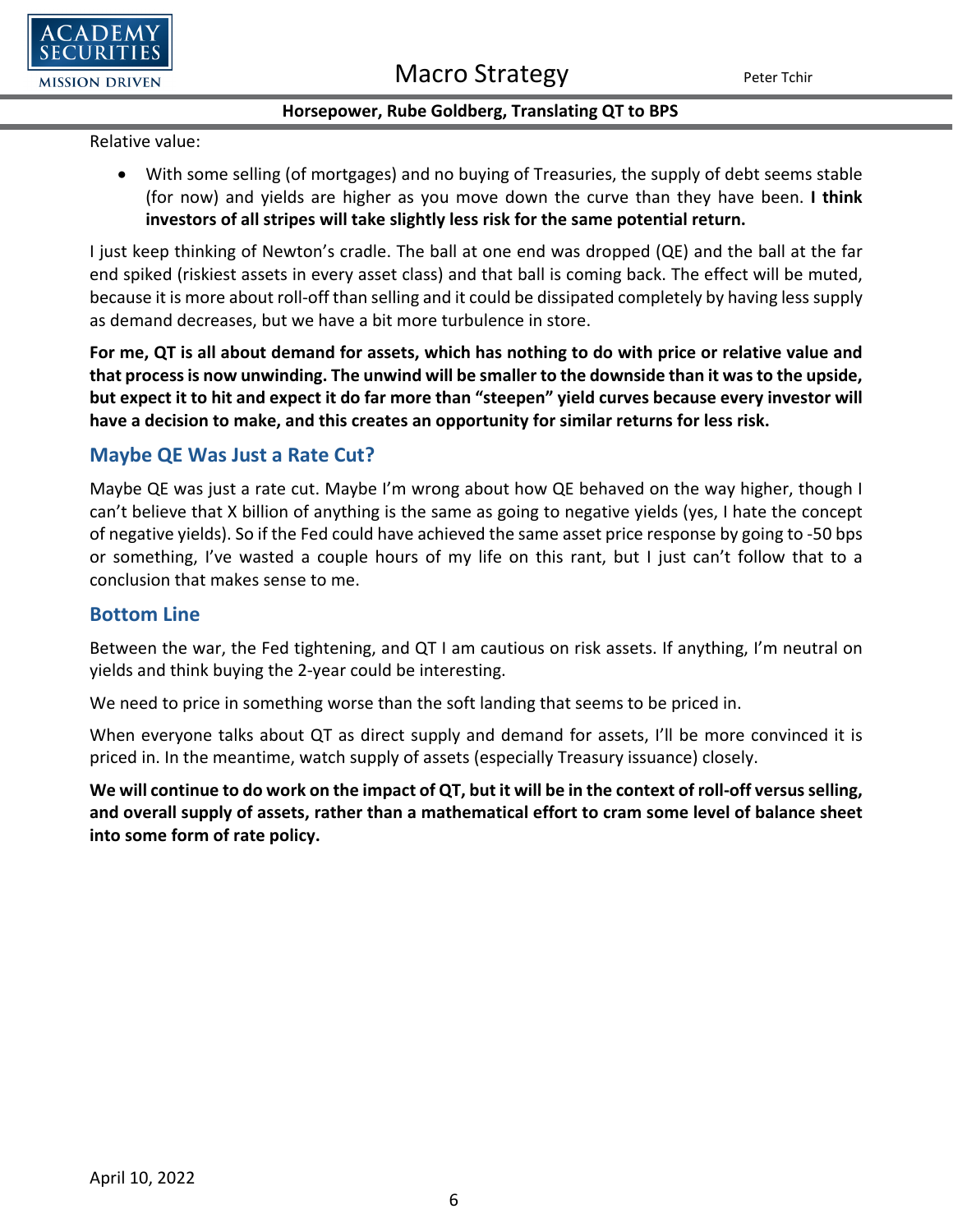Relative value:

- With some selling (of mortgages) and no buying of Treasuries, the supply of debt seems stable (for now) and yields are higher as you move down the curve than they have been. **I think investors of all stripes will take slightly less risk for the same potential return.**

I just keep thinking of Newton's cradle. The ball at one end was dropped (QE) and the ball at the far end spiked (riskiest assets in every asset class) and that ball is coming back. The effect will be muted, because it is more about roll-off than selling and it could be dissipated completely by having less supply as demand decreases, but we have a bit more turbulence in store.

**For me, QT is all about demand for assets, which has nothing to do with price or relative value and that process is now unwinding. The unwind will be smaller to the downside than it was to the upside, but expect it to hit and expect it do far more than "steepen" yield curves because every investor will have a decision to make, and this creates an opportunity for similar returns for less risk.**

## Maybe QE Was Just a Rate Cut?

Maybe QE was just a rate cut. Maybe I'm wrong about how QE behaved on the way higher, though I can't believe that X billion of anything is the same as going to negative yields (yes, I hate the concept of negative yields). So if the Fed could have achieved the same asset price response by going to -50 bps or something, I've wasted a couple hours of my life on this rant, but I just can't follow that to a conclusion that makes sense to me.

## Bottom Line

Between the war, the Fed tightening, and QT I am cautious on risk assets. If anything, I'm neutral on yields and think buying the 2-year could be interesting.

We need to price in something worse than the soft landing that seems to be priced in.

When everyone talks about QT as direct supply and demand for assets, I'll be more convinced it is priced in. In the meantime, watch supply of assets (especially Treasury issuance) closely.

**We will continue to do work on the impact of QT, but it will be in the context of roll-off versus selling, and overall supply of assets, rather than a mathematical effort to cram some level of balance sheet into some form of rate policy.**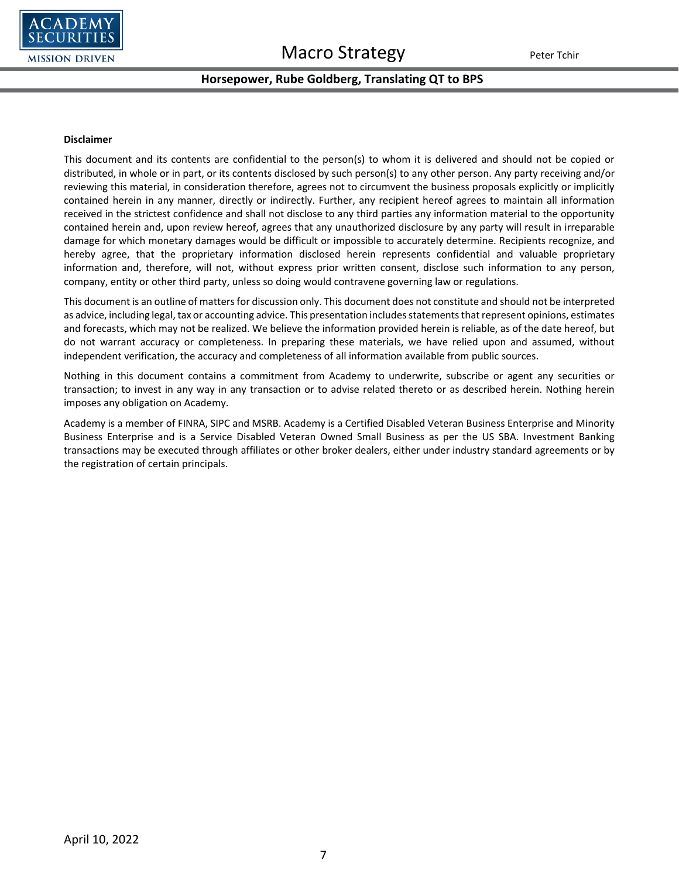**Disclaimer**

This document and its contents are confidential to the person(s) to whom it is delivered and should not be copied or distributed, in whole or in part, or its contents disclosed by such person(s) to any other person. Any party receiving and/or reviewing this material, in consideration therefore, agrees not to circumvent the business proposals explicitly or implicitly contained herein in any manner, directly or indirectly. Further, any recipient hereof agrees to maintain all information received in the strictest confidence and shall not disclose to any third parties any information material to the opportunity contained herein and, upon review hereof, agrees that any unauthorized disclosure by any party will result in irreparable damage for which monetary damages would be difficult or impossible to accurately determine. Recipients recognize, and hereby agree, that the proprietary information disclosed herein represents confidential and valuable proprietary information and, therefore, will not, without express prior written consent, disclose such information to any person, company, entity or other third party, unless so doing would contravene governing law or regulations.

This document is an outline of matters for discussion only. This document does not constitute and should not be interpreted as advice, including legal, tax or accounting advice. This presentation includes statements that represent opinions, estimates and forecasts, which may not be realized. We believe the information provided herein is reliable, as of the date hereof, but do not warrant accuracy or completeness. In preparing these materials, we have relied upon and assumed, without independent verification, the accuracy and completeness of all information available from public sources.

Nothing in this document contains a commitment from Academy to underwrite, subscribe or agent any securities or transaction; to invest in any way in any transaction or to advise related thereto or as described herein. Nothing herein imposes any obligation on Academy.

Academy is a member of FINRA, SIPC and MSRB. Academy is a Certified Disabled Veteran Business Enterprise and Minority Business Enterprise and is a Service Disabled Veteran Owned Small Business as per the US SBA. Investment Banking transactions may be executed through affiliates or other broker dealers, either under industry standard agreements or by the registration of certain principals.